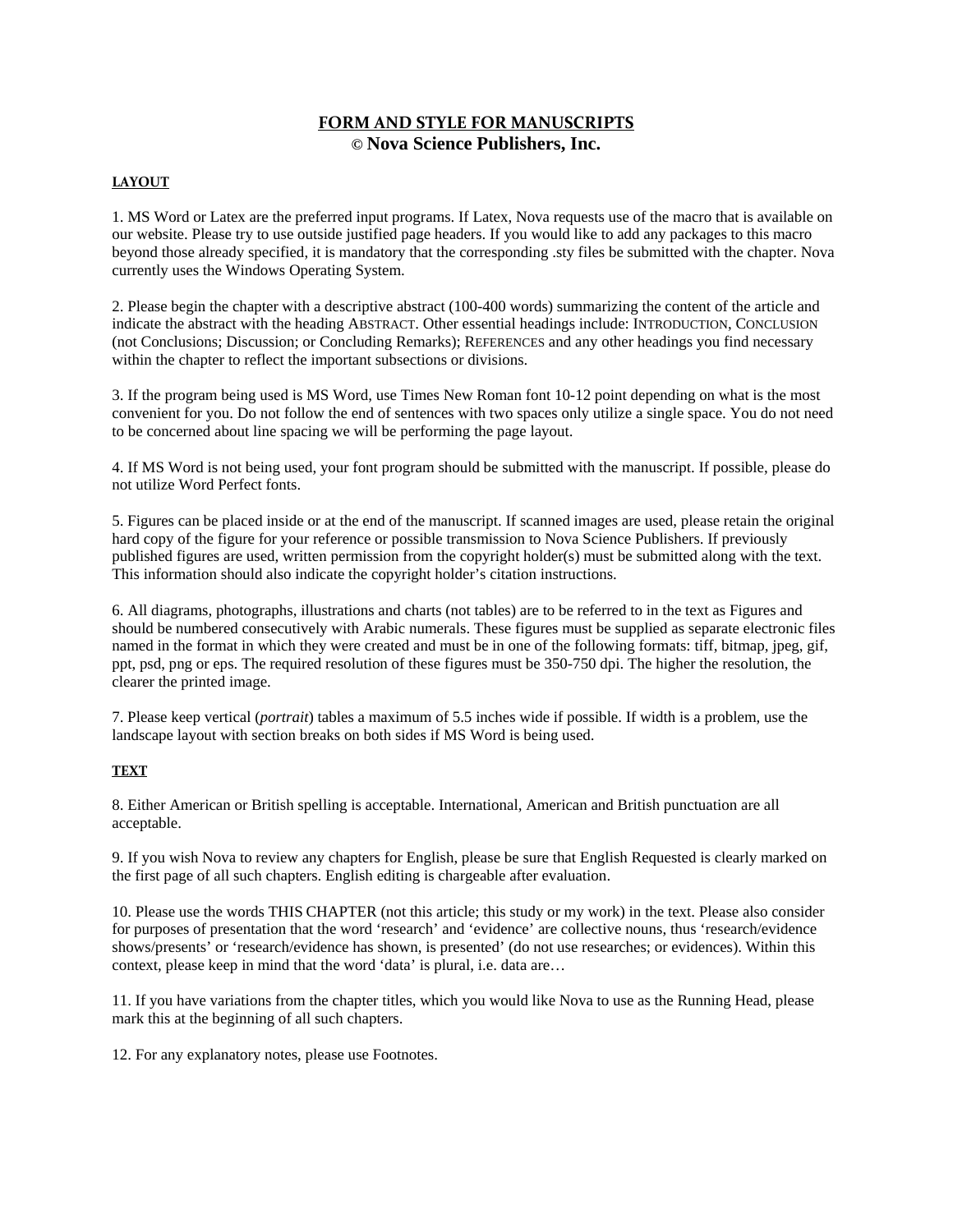# FORM AND STYLE FOR MANUSCRIPTS

**© Nova Science Publishers, Inc.**

## LAYOUT

1. MS Word or Latex are the preferred input programs. If Latex, Nova requests use of the macro that is available on our website. Please try to use outside justified page headers. If you would like to add any packages to this macro beyond those already specified, it is mandatory that the corresponding .sty files be submitted with the chapter. Nova currently uses the Windows Operating System.

2. Please begin the chapter with a descriptive abstract (100-400 words) summarizing the content of the article and indicate the abstract with the heading ABSTRACT. Other essential headings include: INTRODUCTION, CONCLUSION (not Conclusions; Discussion; or Concluding Remarks); REFERENCES and any other headings you find necessary within the chapter to reflect the important subsections or divisions.

3. If the program being used is MS Word, use Times New Roman font 10-12 point depending on what is the most convenient for you. Do not follow the end of sentences with two spaces only utilize a single space. You do not need to be concerned about line spacing we will be performing the page layout.

4. If MS Word is not being used, your font program should be submitted with the manuscript. If possible, please do not utilize Word Perfect fonts.

5. Figures can be placed inside or at the end of the manuscript. If scanned images are used, please retain the original hard copy of the figure for your reference or possible transmission to Nova Science Publishers. If previously published figures are used, written permission from the copyright holder(s) must be submitted along with the text. This information should also indicate the copyright holder's citation instructions.

6. All diagrams, photographs, illustrations and charts (not tables) are to be referred to in the text as Figures and should be numbered consecutively with Arabic numerals. These figures must be supplied as separate electronic files named in the format in which they were created and must be in one of the following formats: tiff, bitmap, jpeg, gif, ppt, psd, png or eps. The required resolution of these figures must be 350-750 dpi. The higher the resolution, the clearer the printed image.

7. Please keep vertical (*portrait*) tables a maximum of 5.5 inches wide if possible. If width is a problem, use the landscape layout with section breaks on both sides if MS Word is being used.

## TEXT

8. Either American or British spelling is acceptable. International, American and British punctuation are all acceptable.

9. If you wish Nova to review any chapters for English, please be sure that English Requested is clearly marked on the first page of all such chapters. English editing is chargeable after evaluation.

10. Please use the words THIS CHAPTER (not this article; this study or my work) in the text. Please also consider for purposes of presentation that the word 'research' and 'evidence' are collective nouns, thus 'research/evidence shows/presents' or 'research/evidence has shown, is presented' (do not use researches; or evidences). Within this context, please keep in mind that the word 'data' is plural, i.e. data are…

11. If you have variations from the chapter titles, which you would like Nova to use as the Running Head, please mark this at the beginning of all such chapters.

12. For any explanatory notes, please use Footnotes.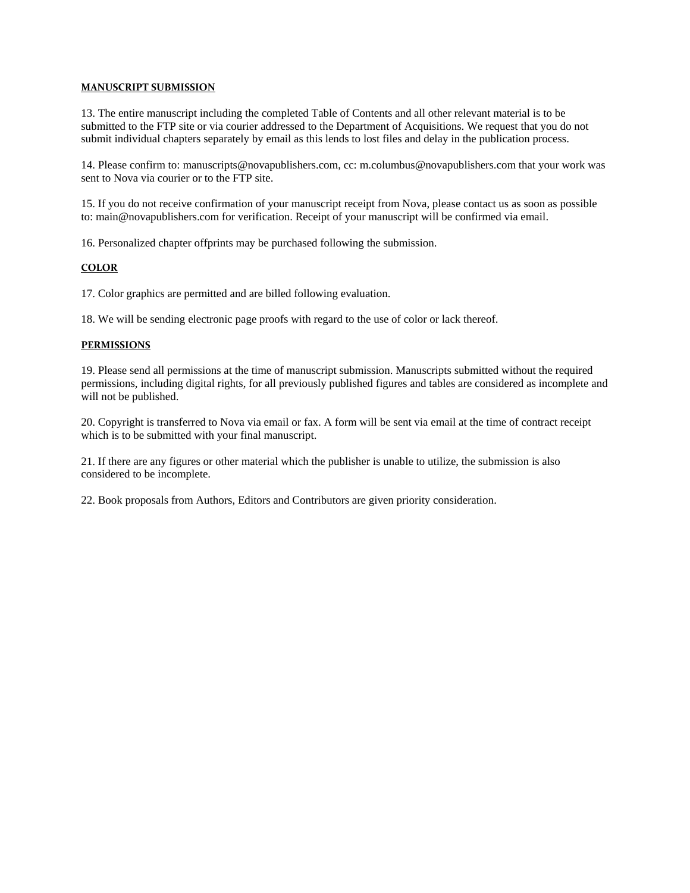**MANUSCRIPT SUBMISSION**

13. The entire manuscript including the completed Table of Contents and all other relevant material is to be submitted to the FTP site or via courier addressed to the Department of Acquisitions. We request that you do not submit individual chapters separately by email as this lends to lost files and delay in the publication process.

14. Please confirm to: manuscripts@novapublishers.com, cc: m.columbus@novapublishers.com that your work was sent to Nova via courier or to the FTP site.

15. If you do not receive confirmation of your manuscript receipt from Nova, please contact us as soon as possible to: main@novapublishers.com for verification. Receipt of your manuscript will be confirmed via email.

16. Personalized chapter offprints may be purchased following the submission.

**COLOR**

17. Color graphics are permitted and are billed following evaluation.

18. We will be sending electronic page proofs with regard to the use of color or lack thereof.

**PERMISSIONS**

19. Please send all permissions at the time of manuscript submission. Manuscripts submitted without the required permissions, including digital rights, for all previously published figures and tables are considered as incomplete and will not be published.

20. Copyright is transferred to Nova via email or fax. A form will be sent via email at the time of contract receipt which is to be submitted with your final manuscript.

21. If there are any figures or other material which the publisher is unable to utilize, the submission is also considered to be incomplete.

22. Book proposals from Authors, Editors and Contributors are given priority consideration.